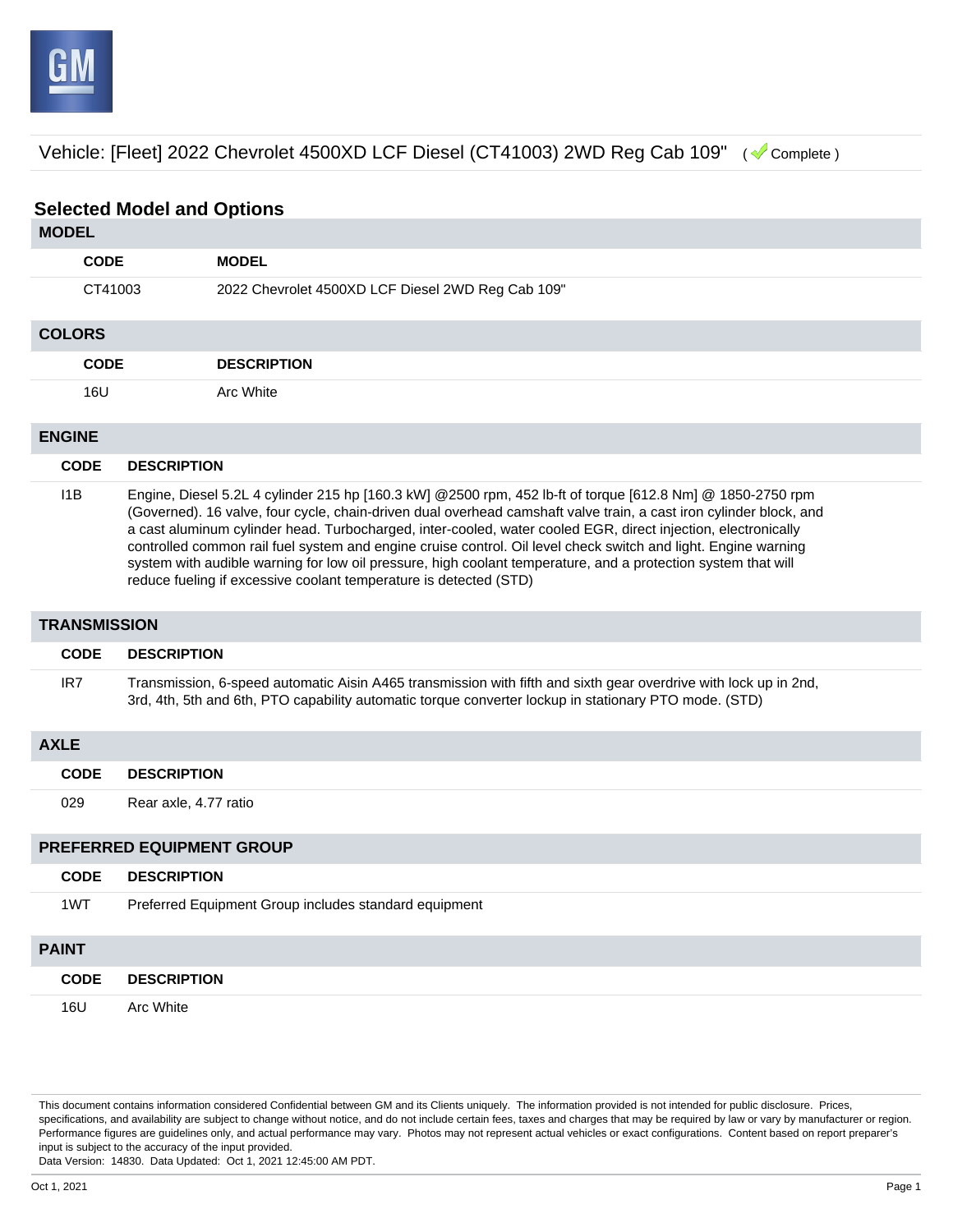Vehicle: [Fleet] 2022 Chevrolet 4500XD LCF Diesel (CT41003) 2WD Reg Cab 109" ( Complete )

## Selected Model and Options

### MODEL

| CODE | MODEL |
| --- | --- |
| CT41003 | 2022 Chevrolet 4500XD LCF Diesel 2WD Reg Cab 109" |

### COLORS

| CODE | DESCRIPTION |
| --- | --- |
| 16U | Arc White |

### ENGINE

| CODE | DESCRIPTION |
| --- | --- |
| I1B | Engine, Diesel 5.2L 4 cylinder 215 hp [160.3 kW] @2500 rpm, 452 lb-ft of torque [612.8 Nm] @ 1850-2750 rpm (Governed). 16 valve, four cycle, chain-driven dual overhead camshaft valve train, a cast iron cylinder block, and a cast aluminum cylinder head. Turbocharged, inter-cooled, water cooled EGR, direct injection, electronically controlled common rail fuel system and engine cruise control. Oil level check switch and light. Engine warning system with audible warning for low oil pressure, high coolant temperature, and a protection system that will reduce fueling if excessive coolant temperature is detected (STD) |

### TRANSMISSION

| CODE | DESCRIPTION |
| --- | --- |
| IR7 | Transmission, 6-speed automatic Aisin A465 transmission with fifth and sixth gear overdrive with lock up in 2nd, 3rd, 4th, 5th and 6th, PTO capability automatic torque converter lockup in stationary PTO mode. (STD) |

### AXLE

| CODE | DESCRIPTION |
| --- | --- |
| 029 | Rear axle, 4.77 ratio |

### PREFERRED EQUIPMENT GROUP

| CODE | DESCRIPTION |
| --- | --- |
| 1WT | Preferred Equipment Group includes standard equipment |

### PAINT

| CODE | DESCRIPTION |
| --- | --- |
| 16U | Arc White |

This document contains information considered Confidential between GM and its Clients uniquely. The information provided is not intended for public disclosure. Prices, specifications, and availability are subject to change without notice, and do not include certain fees, taxes and charges that may be required by law or vary by manufacturer or region. Performance figures are guidelines only, and actual performance may vary. Photos may not represent actual vehicles or exact configurations. Content based on report preparer's input is subject to the accuracy of the input provided.
Data Version: 14830. Data Updated: Oct 1, 2021 12:45:00 AM PDT.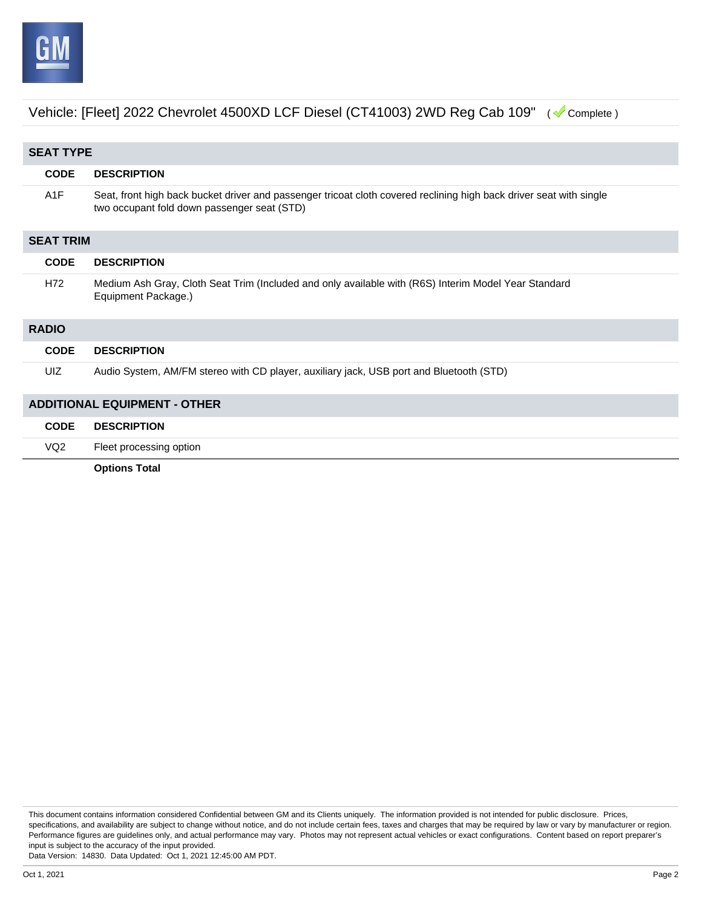Vehicle: [Fleet] 2022 Chevrolet 4500XD LCF Diesel (CT41003) 2WD Reg Cab 109" ( Complete )

## SEAT TYPE

| CODE | DESCRIPTION |
|---|---|
| A1F | Seat, front high back bucket driver and passenger tricoat cloth covered reclining high back driver seat with single two occupant fold down passenger seat (STD) |

## SEAT TRIM

| CODE | DESCRIPTION |
|---|---|
| H72 | Medium Ash Gray, Cloth Seat Trim (Included and only available with (R6S) Interim Model Year Standard Equipment Package.) |

## RADIO

| CODE | DESCRIPTION |
|---|---|
| UIZ | Audio System, AM/FM stereo with CD player, auxiliary jack, USB port and Bluetooth (STD) |

## ADDITIONAL EQUIPMENT - OTHER

| CODE | DESCRIPTION |
|---|---|
| VQ2 | Fleet processing option |
| | **Options Total** |

This document contains information considered Confidential between GM and its Clients uniquely. The information provided is not intended for public disclosure. Prices, specifications, and availability are subject to change without notice, and do not include certain fees, taxes and charges that may be required by law or vary by manufacturer or region. Performance figures are guidelines only, and actual performance may vary. Photos may not represent actual vehicles or exact configurations. Content based on report preparer's input is subject to the accuracy of the input provided.
Data Version: 14830. Data Updated: Oct 1, 2021 12:45:00 AM PDT.